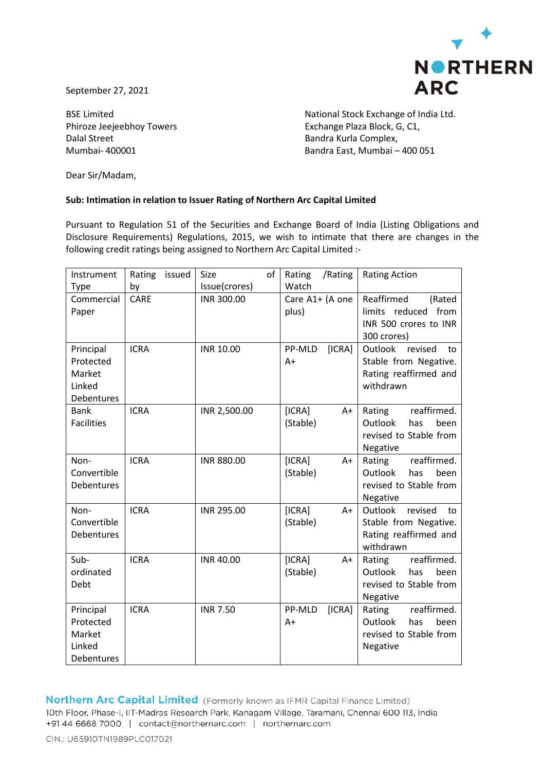September 27, 2021

BSE Limited
Phiroze Jeejeebhoy Towers
Dalal Street
Mumbai- 400001

National Stock Exchange of India Ltd.
Exchange Plaza Block, G, C1,
Bandra Kurla Complex,
Bandra East, Mumbai – 400 051

Dear Sir/Madam,

**Sub: Intimation in relation to Issuer Rating of Northern Arc Capital Limited**

Pursuant to Regulation 51 of the Securities and Exchange Board of India (Listing Obligations and Disclosure Requirements) Regulations, 2015, we wish to intimate that there are changes in the following credit ratings being assigned to Northern Arc Capital Limited :-

| Instrument Type | Rating issued by | Size of Issue(crores) | Rating /Rating Watch | Rating Action |
|---|---|---|---|---|
| Commercial Paper | CARE | INR 300.00 | Care A1+ (A one plus) | Reaffirmed (Rated limits reduced from INR 500 crores to INR 300 crores) |
| Principal Protected Market Linked Debentures | ICRA | INR 10.00 | PP-MLD [ICRA] A+ | Outlook revised to Stable from Negative. Rating reaffirmed and withdrawn |
| Bank Facilities | ICRA | INR 2,500.00 | [ICRA] A+ (Stable) | Rating reaffirmed. Outlook has been revised to Stable from Negative |
| Non-Convertible Debentures | ICRA | INR 880.00 | [ICRA] A+ (Stable) | Rating reaffirmed. Outlook has been revised to Stable from Negative |
| Non-Convertible Debentures | ICRA | INR 295.00 | [ICRA] A+ (Stable) | Outlook revised to Stable from Negative. Rating reaffirmed and withdrawn |
| Sub-ordinated Debt | ICRA | INR 40.00 | [ICRA] A+ (Stable) | Rating reaffirmed. Outlook has been revised to Stable from Negative |
| Principal Protected Market Linked Debentures | ICRA | INR 7.50 | PP-MLD [ICRA] A+ | Rating reaffirmed. Outlook has been revised to Stable from Negative |

**Northern Arc Capital Limited** (Formerly known as IFMR Capital Finance Limited)
10th Floor, Phase-I, IIT-Madras Research Park, Kanagam Village, Taramani, Chennai 600 113, India
+91 44 6668 7000 | contact@northernarc.com | northernarc.com

CIN.: U65910TN1989PLC017021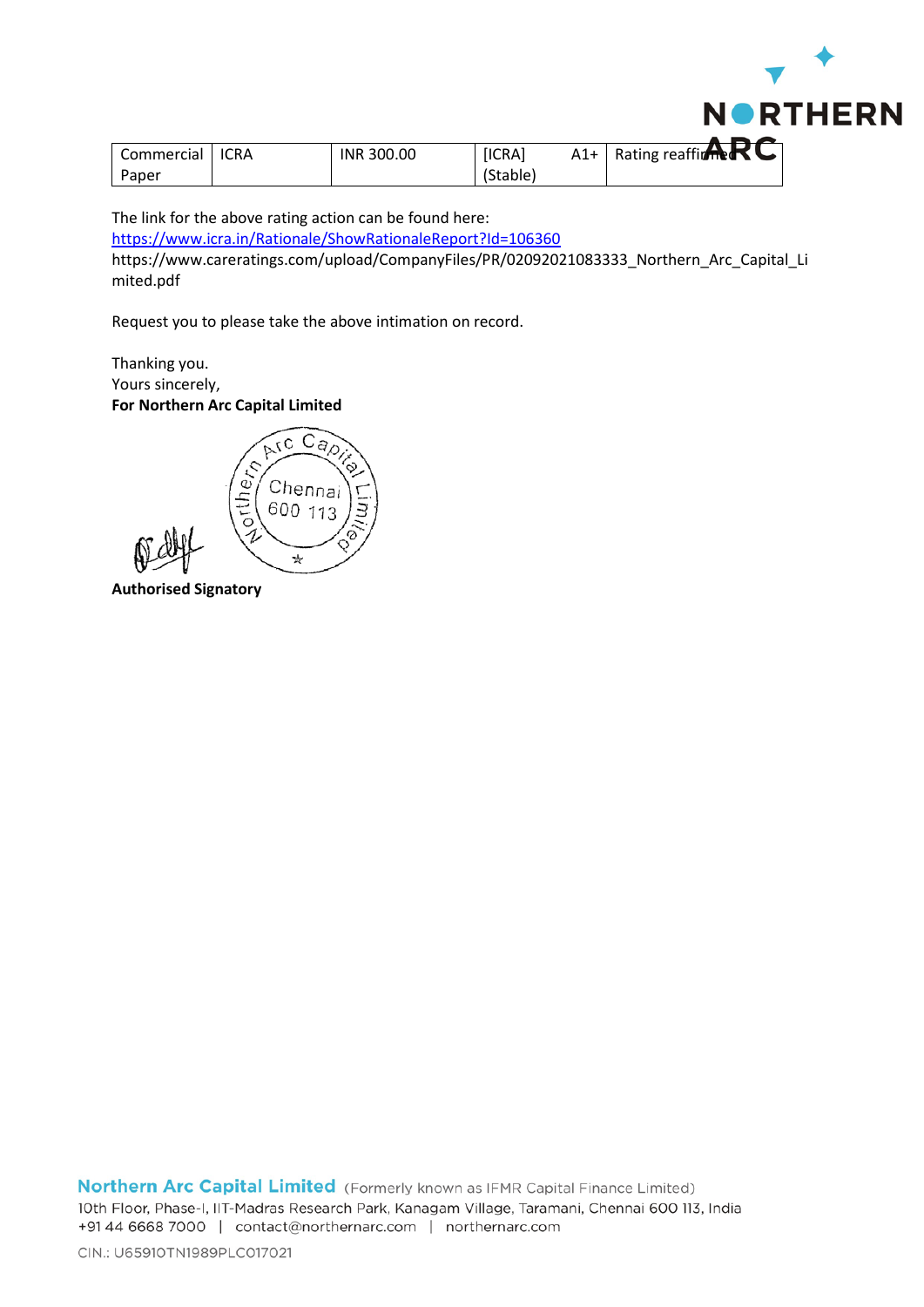| | | | | |
|---|---|---|---|---|
| Commercial Paper | ICRA | INR 300.00 | [ICRA] A1+ (Stable) | Rating reaffirmed |

The link for the above rating action can be found here:
https://www.icra.in/Rationale/ShowRationaleReport?Id=106360
https://www.careratings.com/upload/CompanyFiles/PR/02092021083333_Northern_Arc_Capital_Limited.pdf

Request you to please take the above intimation on record.

Thanking you.
Yours sincerely,
**For Northern Arc Capital Limited**

**Authorised Signatory**